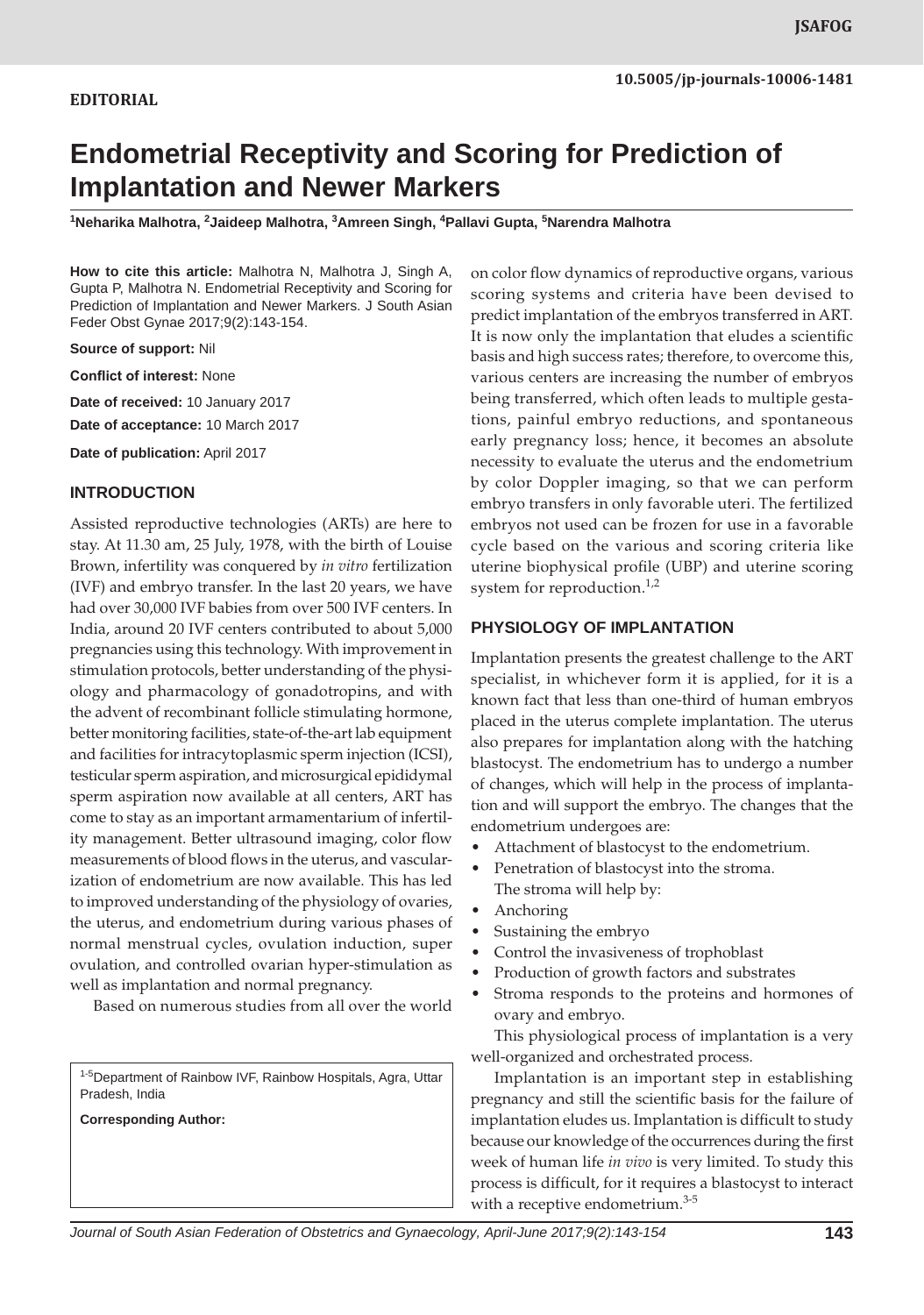**EDITORIAL**

# Endometrial Receptivity and Scoring for Prediction of Implantation and Newer Markers

[1]Neharika Malhotra, [2]Jaideep Malhotra, [3]Amreen Singh, [4]Pallavi Gupta, [5]Narendra Malhotra

**How to cite this article:** Malhotra N, Malhotra J, Singh A, Gupta P, Malhotra N. Endometrial Receptivity and Scoring for Prediction of Implantation and Newer Markers. J South Asian Feder Obst Gynae 2017;9(2):143-154.

**Source of support:** Nil

**Conflict of interest:** None

**Date of received:** 10 January 2017

**Date of acceptance:** 10 March 2017

**Date of publication:** April 2017

## INTRODUCTION

Assisted reproductive technologies (ARTs) are here to stay. At 11.30 am, 25 July, 1978, with the birth of Louise Brown, infertility was conquered by *in vitro* fertilization (IVF) and embryo transfer. In the last 20 years, we have had over 30,000 IVF babies from over 500 IVF centers. In India, around 20 IVF centers contributed to about 5,000 pregnancies using this technology. With improvement in stimulation protocols, better understanding of the physiology and pharmacology of gonadotropins, and with the advent of recombinant follicle stimulating hormone, better monitoring facilities, state-of-the-art lab equipment and facilities for intracytoplasmic sperm injection (ICSI), testicular sperm aspiration, and microsurgical epididymal sperm aspiration now available at all centers, ART has come to stay as an important armamentarium of infertility management. Better ultrasound imaging, color flow measurements of blood flows in the uterus, and vascularization of endometrium are now available. This has led to improved understanding of the physiology of ovaries, the uterus, and endometrium during various phases of normal menstrual cycles, ovulation induction, super ovulation, and controlled ovarian hyper-stimulation as well as implantation and normal pregnancy.

Based on numerous studies from all over the world on color flow dynamics of reproductive organs, various scoring systems and criteria have been devised to predict implantation of the embryos transferred in ART. It is now only the implantation that eludes a scientific basis and high success rates; therefore, to overcome this, various centers are increasing the number of embryos being transferred, which often leads to multiple gestations, painful embryo reductions, and spontaneous early pregnancy loss; hence, it becomes an absolute necessity to evaluate the uterus and the endometrium by color Doppler imaging, so that we can perform embryo transfers in only favorable uteri. The fertilized embryos not used can be frozen for use in a favorable cycle based on the various and scoring criteria like uterine biophysical profile (UBP) and uterine scoring system for reproduction.[1,2]

[1-5]Department of Rainbow IVF, Rainbow Hospitals, Agra, Uttar Pradesh, India

**Corresponding Author:**

## PHYSIOLOGY OF IMPLANTATION

Implantation presents the greatest challenge to the ART specialist, in whichever form it is applied, for it is a known fact that less than one-third of human embryos placed in the uterus complete implantation. The uterus also prepares for implantation along with the hatching blastocyst. The endometrium has to undergo a number of changes, which will help in the process of implantation and will support the embryo. The changes that the endometrium undergoes are:

- Attachment of blastocyst to the endometrium.
- Penetration of blastocyst into the stroma.
  The stroma will help by:
- Anchoring
- Sustaining the embryo
- Control the invasiveness of trophoblast
- Production of growth factors and substrates
- Stroma responds to the proteins and hormones of ovary and embryo.

This physiological process of implantation is a very well-organized and orchestrated process.

Implantation is an important step in establishing pregnancy and still the scientific basis for the failure of implantation eludes us. Implantation is difficult to study because our knowledge of the occurrences during the first week of human life *in vivo* is very limited. To study this process is difficult, for it requires a blastocyst to interact with a receptive endometrium.[3-5]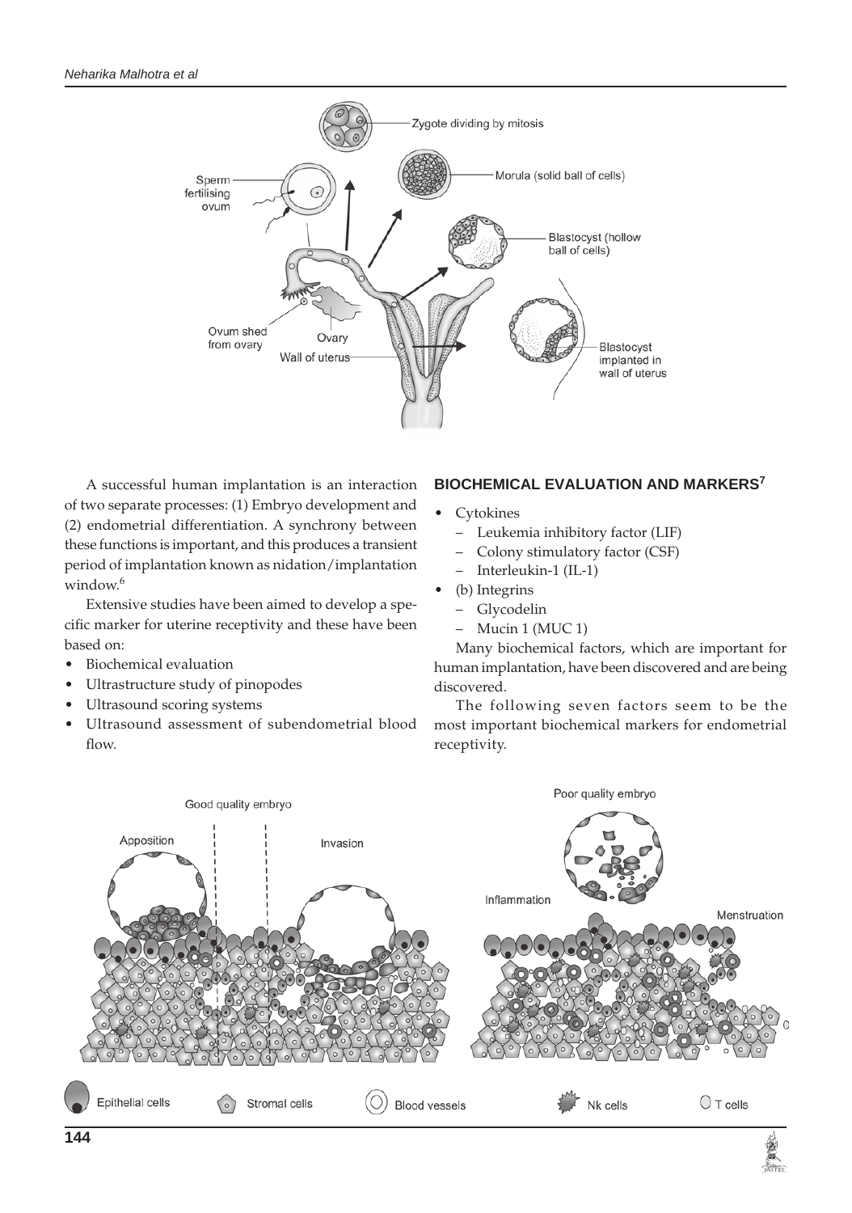A successful human implantation is an interaction of two separate processes: (1) Embryo development and (2) endometrial differentiation. A synchrony between these functions is important, and this produces a transient period of implantation known as nidation/implantation window.[6]

Extensive studies have been aimed to develop a specific marker for uterine receptivity and these have been based on:

- Biochemical evaluation
- Ultrastructure study of pinopodes
- Ultrasound scoring systems
- Ultrasound assessment of subendometrial blood flow.

## BIOCHEMICAL EVALUATION AND MARKERS[7]

- Cytokines
  - Leukemia inhibitory factor (LIF)
  - Colony stimulatory factor (CSF)
  - Interleukin-1 (IL-1)
- (b) Integrins
  - Glycodelin
  - Mucin 1 (MUC 1)

Many biochemical factors, which are important for human implantation, have been discovered and are being discovered.

The following seven factors seem to be the most important biochemical markers for endometrial receptivity.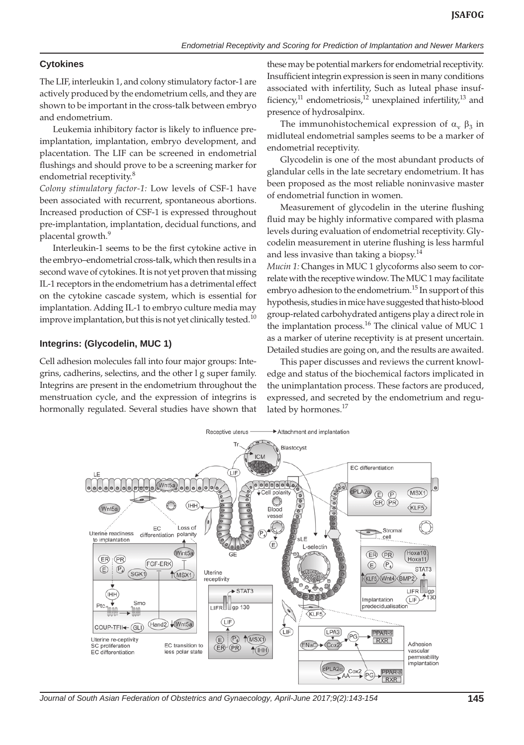## Cytokines

The LIF, interleukin 1, and colony stimulatory factor-1 are actively produced by the endometrium cells, and they are shown to be important in the cross-talk between embryo and endometrium.

Leukemia inhibitory factor is likely to influence pre-implantation, implantation, embryo development, and placentation. The LIF can be screened in endometrial flushings and should prove to be a screening marker for endometrial receptivity.[8]

*Colony stimulatory factor-1:* Low levels of CSF-1 have been associated with recurrent, spontaneous abortions. Increased production of CSF-1 is expressed throughout pre-implantation, implantation, decidual functions, and placental growth.[9]

Interleukin-1 seems to be the first cytokine active in the embryo–endometrial cross-talk, which then results in a second wave of cytokines. It is not yet proven that missing IL-1 receptors in the endometrium has a detrimental effect on the cytokine cascade system, which is essential for implantation. Adding IL-1 to embryo culture media may improve implantation, but this is not yet clinically tested.[10]

## Integrins: (Glycodelin, MUC 1)

Cell adhesion molecules fall into four major groups: Integrins, cadherins, selectins, and the other I g super family. Integrins are present in the endometrium throughout the menstruation cycle, and the expression of integrins is hormonally regulated. Several studies have shown that these may be potential markers for endometrial receptivity. Insufficient integrin expression is seen in many conditions associated with infertility, Such as luteal phase insufficiency,[11] endometriosis,[12] unexplained infertility,[13] and presence of hydrosalpinx.

The immunohistochemical expression of $\alpha_v$ $\beta_3$ in midluteal endometrial samples seems to be a marker of endometrial receptivity.

Glycodelin is one of the most abundant products of glandular cells in the late secretary endometrium. It has been proposed as the most reliable noninvasive master of endometrial function in women.

Measurement of glycodelin in the uterine flushing fluid may be highly informative compared with plasma levels during evaluation of endometrial receptivity. Glycodelin measurement in uterine flushing is less harmful and less invasive than taking a biopsy.[14]

*Mucin 1:* Changes in MUC 1 glycoforms also seem to correlate with the receptive window. The MUC 1 may facilitate embryo adhesion to the endometrium.[15] In support of this hypothesis, studies in mice have suggested that histo-blood group-related carbohydrated antigens play a direct role in the implantation process.[16] The clinical value of MUC 1 as a marker of uterine receptivity is at present uncertain. Detailed studies are going on, and the results are awaited.

This paper discusses and reviews the current knowledge and status of the biochemical factors implicated in the unimplantation process. These factors are produced, expressed, and secreted by the endometrium and regulated by hormones.[17]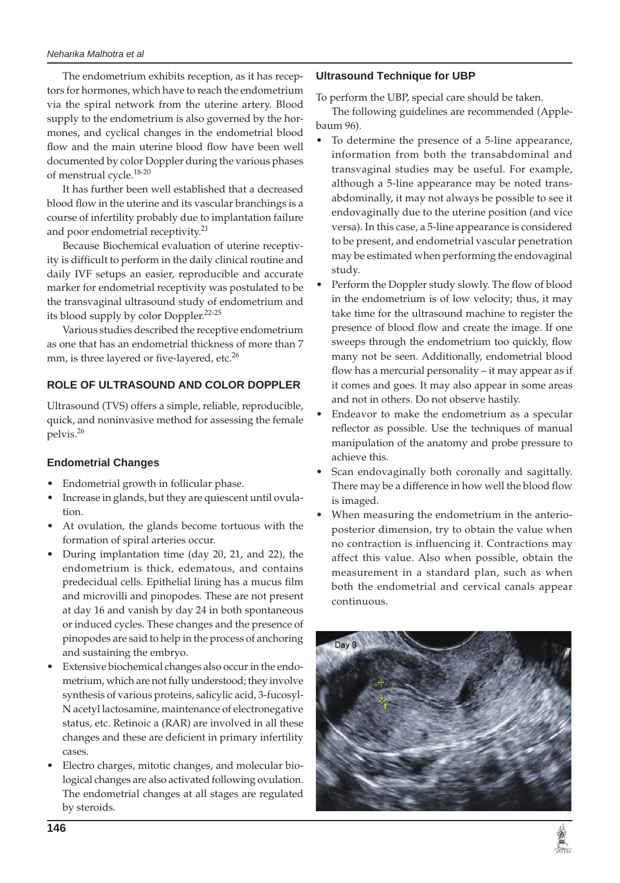The endometrium exhibits reception, as it has receptors for hormones, which have to reach the endometrium via the spiral network from the uterine artery. Blood supply to the endometrium is also governed by the hormones, and cyclical changes in the endometrial blood flow and the main uterine blood flow have been well documented by color Doppler during the various phases of menstrual cycle.[18-20]

It has further been well established that a decreased blood flow in the uterine and its vascular branchings is a course of infertility probably due to implantation failure and poor endometrial receptivity.[21]

Because Biochemical evaluation of uterine receptivity is difficult to perform in the daily clinical routine and daily IVF setups an easier, reproducible and accurate marker for endometrial receptivity was postulated to be the transvaginal ultrasound study of endometrium and its blood supply by color Doppler.[22-25]

Various studies described the receptive endometrium as one that has an endometrial thickness of more than 7 mm, is three layered or five-layered, etc.[26]

## ROLE OF ULTRASOUND AND COLOR DOPPLER

Ultrasound (TVS) offers a simple, reliable, reproducible, quick, and noninvasive method for assessing the female pelvis.[26]

### Endometrial Changes

- Endometrial growth in follicular phase.
- Increase in glands, but they are quiescent until ovulation.
- At ovulation, the glands become tortuous with the formation of spiral arteries occur.
- During implantation time (day 20, 21, and 22), the endometrium is thick, edematous, and contains predecidual cells. Epithelial lining has a mucus film and microvilli and pinopodes. These are not present at day 16 and vanish by day 24 in both spontaneous or induced cycles. These changes and the presence of pinopodes are said to help in the process of anchoring and sustaining the embryo.
- Extensive biochemical changes also occur in the endometrium, which are not fully understood; they involve synthesis of various proteins, salicylic acid, 3-fucosyl-N acetyl lactosamine, maintenance of electronegative status, etc. Retinoic a (RAR) are involved in all these changes and these are deficient in primary infertility cases.
- Electro charges, mitotic changes, and molecular biological changes are also activated following ovulation. The endometrial changes at all stages are regulated by steroids.

### Ultrasound Technique for UBP

To perform the UBP, special care should be taken.

The following guidelines are recommended (Applebaum 96).

- To determine the presence of a 5-line appearance, information from both the transabdominal and transvaginal studies may be useful. For example, although a 5-line appearance may be noted transabdominally, it may not always be possible to see it endovaginally due to the uterine position (and vice versa). In this case, a 5-line appearance is considered to be present, and endometrial vascular penetration may be estimated when performing the endovaginal study.
- Perform the Doppler study slowly. The flow of blood in the endometrium is of low velocity; thus, it may take time for the ultrasound machine to register the presence of blood flow and create the image. If one sweeps through the endometrium too quickly, flow many not be seen. Additionally, endometrial blood flow has a mercurial personality – it may appear as if it comes and goes. It may also appear in some areas and not in others. Do not observe hastily.
- Endeavor to make the endometrium as a specular reflector as possible. Use the techniques of manual manipulation of the anatomy and probe pressure to achieve this.
- Scan endovaginally both coronally and sagittally. There may be a difference in how well the blood flow is imaged.
- When measuring the endometrium in the anterioposterior dimension, try to obtain the value when no contraction is influencing it. Contractions may affect this value. Also when possible, obtain the measurement in a standard plan, such as when both the endometrial and cervical canals appear continuous.

Day 9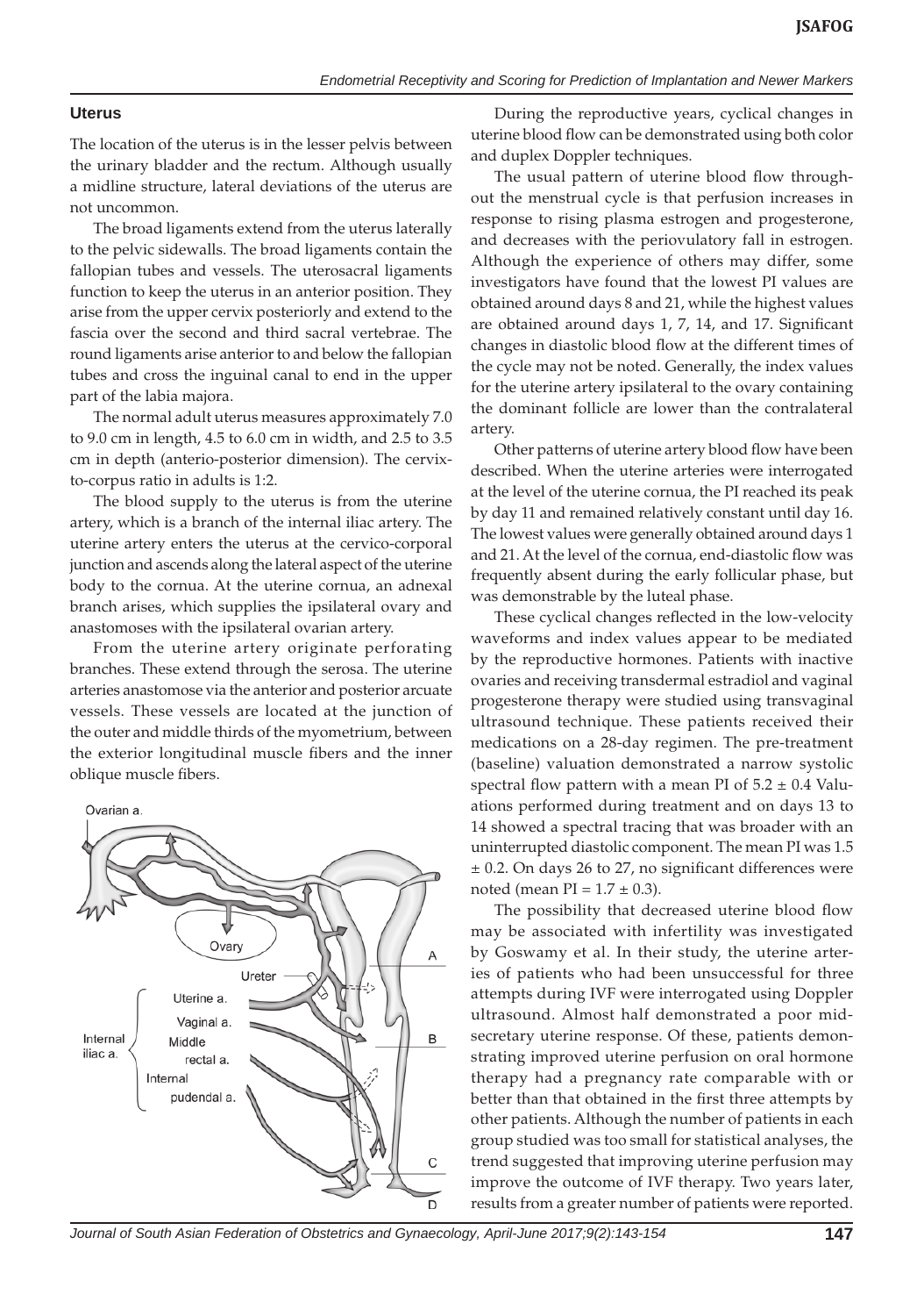## Uterus

The location of the uterus is in the lesser pelvis between the urinary bladder and the rectum. Although usually a midline structure, lateral deviations of the uterus are not uncommon.

The broad ligaments extend from the uterus laterally to the pelvic sidewalls. The broad ligaments contain the fallopian tubes and vessels. The uterosacral ligaments function to keep the uterus in an anterior position. They arise from the upper cervix posteriorly and extend to the fascia over the second and third sacral vertebrae. The round ligaments arise anterior to and below the fallopian tubes and cross the inguinal canal to end in the upper part of the labia majora.

The normal adult uterus measures approximately 7.0 to 9.0 cm in length, 4.5 to 6.0 cm in width, and 2.5 to 3.5 cm in depth (anterio-posterior dimension). The cervix-to-corpus ratio in adults is 1:2.

The blood supply to the uterus is from the uterine artery, which is a branch of the internal iliac artery. The uterine artery enters the uterus at the cervico-corporal junction and ascends along the lateral aspect of the uterine body to the cornua. At the uterine cornua, an adnexal branch arises, which supplies the ipsilateral ovary and anastomoses with the ipsilateral ovarian artery.

From the uterine artery originate perforating branches. These extend through the serosa. The uterine arteries anastomose via the anterior and posterior arcuate vessels. These vessels are located at the junction of the outer and middle thirds of the myometrium, between the exterior longitudinal muscle fibers and the inner oblique muscle fibers.

Ovarian a.

Ovary

Ureter

Internal iliac a.: Uterine a., Vaginal a., Middle rectal a., Internal pudendal a.

A

B

C

D

During the reproductive years, cyclical changes in uterine blood flow can be demonstrated using both color and duplex Doppler techniques.

The usual pattern of uterine blood flow throughout the menstrual cycle is that perfusion increases in response to rising plasma estrogen and progesterone, and decreases with the periovulatory fall in estrogen. Although the experience of others may differ, some investigators have found that the lowest PI values are obtained around days 8 and 21, while the highest values are obtained around days 1, 7, 14, and 17. Significant changes in diastolic blood flow at the different times of the cycle may not be noted. Generally, the index values for the uterine artery ipsilateral to the ovary containing the dominant follicle are lower than the contralateral artery.

Other patterns of uterine artery blood flow have been described. When the uterine arteries were interrogated at the level of the uterine cornua, the PI reached its peak by day 11 and remained relatively constant until day 16. The lowest values were generally obtained around days 1 and 21. At the level of the cornua, end-diastolic flow was frequently absent during the early follicular phase, but was demonstrable by the luteal phase.

These cyclical changes reflected in the low-velocity waveforms and index values appear to be mediated by the reproductive hormones. Patients with inactive ovaries and receiving transdermal estradiol and vaginal progesterone therapy were studied using transvaginal ultrasound technique. These patients received their medications on a 28-day regimen. The pre-treatment (baseline) valuation demonstrated a narrow systolic spectral flow pattern with a mean PI of $5.2 \pm 0.4$ Valuations performed during treatment and on days 13 to 14 showed a spectral tracing that was broader with an uninterrupted diastolic component. The mean PI was $1.5 \pm 0.2$. On days 26 to 27, no significant differences were noted (mean PI = $1.7 \pm 0.3$).

The possibility that decreased uterine blood flow may be associated with infertility was investigated by Goswamy et al. In their study, the uterine arteries of patients who had been unsuccessful for three attempts during IVF were interrogated using Doppler ultrasound. Almost half demonstrated a poor mid-secretary uterine response. Of these, patients demonstrating improved uterine perfusion on oral hormone therapy had a pregnancy rate comparable with or better than that obtained in the first three attempts by other patients. Although the number of patients in each group studied was too small for statistical analyses, the trend suggested that improving uterine perfusion may improve the outcome of IVF therapy. Two years later, results from a greater number of patients were reported.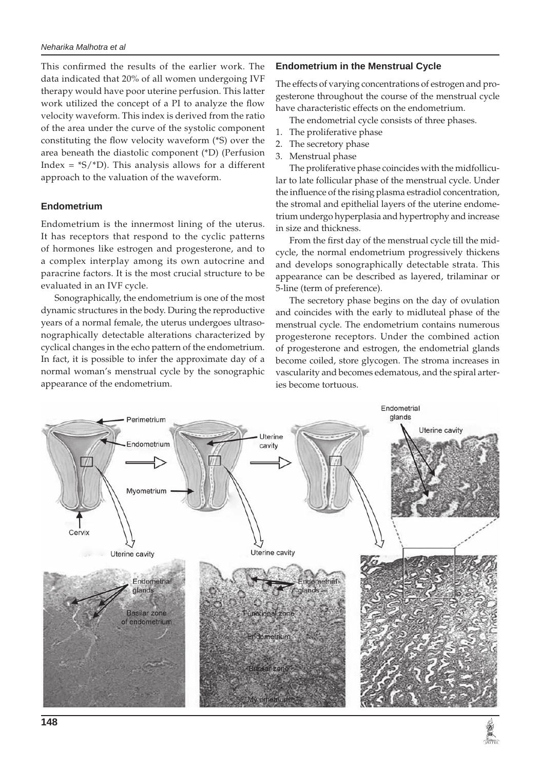This confirmed the results of the earlier work. The data indicated that 20% of all women undergoing IVF therapy would have poor uterine perfusion. This latter work utilized the concept of a PI to analyze the flow velocity waveform. This index is derived from the ratio of the area under the curve of the systolic component constituting the flow velocity waveform (*S) over the area beneath the diastolic component (*D) (Perfusion Index = *S/*D). This analysis allows for a different approach to the valuation of the waveform.

## Endometrium

Endometrium is the innermost lining of the uterus. It has receptors that respond to the cyclic patterns of hormones like estrogen and progesterone, and to a complex interplay among its own autocrine and paracrine factors. It is the most crucial structure to be evaluated in an IVF cycle.

Sonographically, the endometrium is one of the most dynamic structures in the body. During the reproductive years of a normal female, the uterus undergoes ultrasonographically detectable alterations characterized by cyclical changes in the echo pattern of the endometrium. In fact, it is possible to infer the approximate day of a normal woman's menstrual cycle by the sonographic appearance of the endometrium.

## Endometrium in the Menstrual Cycle

The effects of varying concentrations of estrogen and progesterone throughout the course of the menstrual cycle have characteristic effects on the endometrium.

The endometrial cycle consists of three phases.

1. The proliferative phase
2. The secretory phase
3. Menstrual phase

The proliferative phase coincides with the midfollicular to late follicular phase of the menstrual cycle. Under the influence of the rising plasma estradiol concentration, the stromal and epithelial layers of the uterine endometrium undergo hyperplasia and hypertrophy and increase in size and thickness.

From the first day of the menstrual cycle till the midcycle, the normal endometrium progressively thickens and develops sonographically detectable strata. This appearance can be described as layered, trilaminar or 5-line (term of preference).

The secretory phase begins on the day of ovulation and coincides with the early to midluteal phase of the menstrual cycle. The endometrium contains numerous progesterone receptors. Under the combined action of progesterone and estrogen, the endometrial glands become coiled, store glycogen. The stroma increases in vascularity and becomes edematous, and the spiral arteries become tortuous.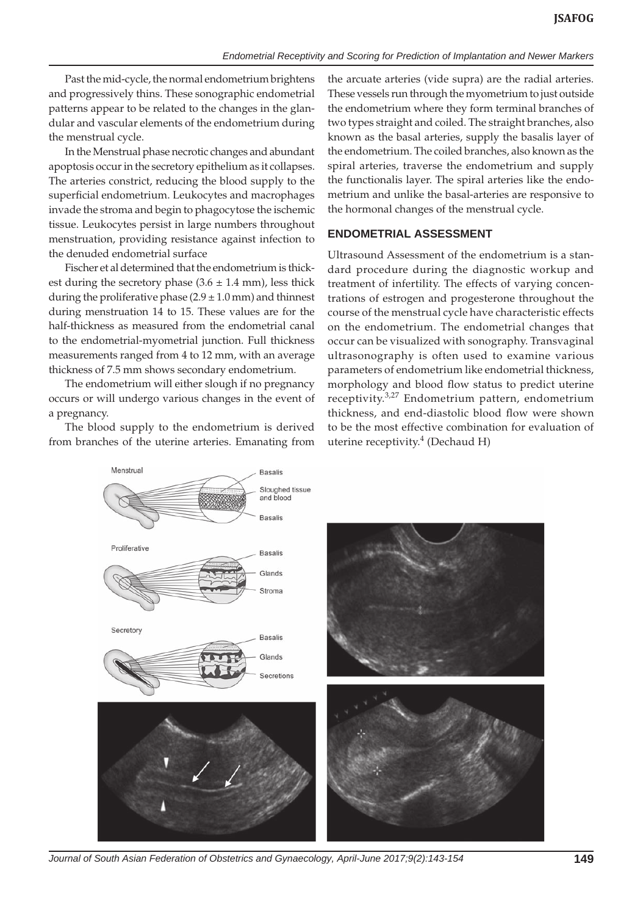Past the mid-cycle, the normal endometrium brightens and progressively thins. These sonographic endometrial patterns appear to be related to the changes in the glandular and vascular elements of the endometrium during the menstrual cycle.

In the Menstrual phase necrotic changes and abundant apoptosis occur in the secretory epithelium as it collapses. The arteries constrict, reducing the blood supply to the superficial endometrium. Leukocytes and macrophages invade the stroma and begin to phagocytose the ischemic tissue. Leukocytes persist in large numbers throughout menstruation, providing resistance against infection to the denuded endometrial surface

Fischer et al determined that the endometrium is thickest during the secretory phase (3.6 ± 1.4 mm), less thick during the proliferative phase (2.9 ± 1.0 mm) and thinnest during menstruation 14 to 15. These values are for the half-thickness as measured from the endometrial canal to the endometrial-myometrial junction. Full thickness measurements ranged from 4 to 12 mm, with an average thickness of 7.5 mm shows secondary endometrium.

The endometrium will either slough if no pregnancy occurs or will undergo various changes in the event of a pregnancy.

The blood supply to the endometrium is derived from branches of the uterine arteries. Emanating from the arcuate arteries (vide supra) are the radial arteries. These vessels run through the myometrium to just outside the endometrium where they form terminal branches of two types straight and coiled. The straight branches, also known as the basal arteries, supply the basalis layer of the endometrium. The coiled branches, also known as the spiral arteries, traverse the endometrium and supply the functionalis layer. The spiral arteries like the endometrium and unlike the basal-arteries are responsive to the hormonal changes of the menstrual cycle.

## ENDOMETRIAL ASSESSMENT

Ultrasound Assessment of the endometrium is a standard procedure during the diagnostic workup and treatment of infertility. The effects of varying concentrations of estrogen and progesterone throughout the course of the menstrual cycle have characteristic effects on the endometrium. The endometrial changes that occur can be visualized with sonography. Transvaginal ultrasonography is often used to examine various parameters of endometrium like endometrial thickness, morphology and blood flow status to predict uterine receptivity.[3,27] Endometrium pattern, endometrium thickness, and end-diastolic blood flow were shown to be the most effective combination for evaluation of uterine receptivity.[4] (Dechaud H)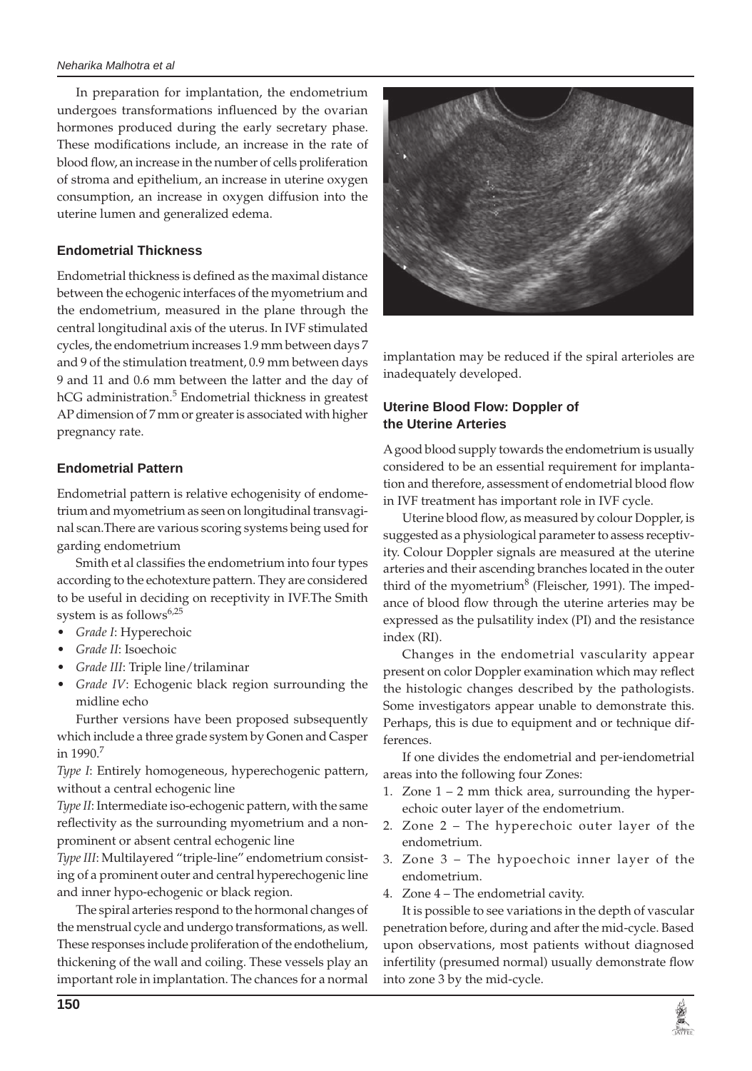In preparation for implantation, the endometrium undergoes transformations influenced by the ovarian hormones produced during the early secretary phase. These modifications include, an increase in the rate of blood flow, an increase in the number of cells proliferation of stroma and epithelium, an increase in uterine oxygen consumption, an increase in oxygen diffusion into the uterine lumen and generalized edema.

### Endometrial Thickness

Endometrial thickness is defined as the maximal distance between the echogenic interfaces of the myometrium and the endometrium, measured in the plane through the central longitudinal axis of the uterus. In IVF stimulated cycles, the endometrium increases 1.9 mm between days 7 and 9 of the stimulation treatment, 0.9 mm between days 9 and 11 and 0.6 mm between the latter and the day of hCG administration.[5] Endometrial thickness in greatest AP dimension of 7 mm or greater is associated with higher pregnancy rate.

### Endometrial Pattern

Endometrial pattern is relative echogenisity of endometrium and myometrium as seen on longitudinal transvaginal scan.There are various scoring systems being used for garding endometrium

Smith et al classifies the endometrium into four types according to the echotexture pattern. They are considered to be useful in deciding on receptivity in IVF.The Smith system is as follows[6,25]

- *Grade I*: Hyperechoic
- *Grade II*: Isoechoic
- *Grade III*: Triple line/trilaminar
- *Grade IV*: Echogenic black region surrounding the midline echo

Further versions have been proposed subsequently which include a three grade system by Gonen and Casper in 1990.[7]

*Type I*: Entirely homogeneous, hyperechogenic pattern, without a central echogenic line

*Type II*: Intermediate iso-echogenic pattern, with the same reflectivity as the surrounding myometrium and a nonprominent or absent central echogenic line

*Type III*: Multilayered "triple-line" endometrium consisting of a prominent outer and central hyperechogenic line and inner hypo-echogenic or black region.

The spiral arteries respond to the hormonal changes of the menstrual cycle and undergo transformations, as well. These responses include proliferation of the endothelium, thickening of the wall and coiling. These vessels play an important role in implantation. The chances for a normal implantation may be reduced if the spiral arterioles are inadequately developed.

### Uterine Blood Flow: Doppler of the Uterine Arteries

A good blood supply towards the endometrium is usually considered to be an essential requirement for implantation and therefore, assessment of endometrial blood flow in IVF treatment has important role in IVF cycle.

Uterine blood flow, as measured by colour Doppler, is suggested as a physiological parameter to assess receptivity. Colour Doppler signals are measured at the uterine arteries and their ascending branches located in the outer third of the myometrium[8] (Fleischer, 1991). The impedance of blood flow through the uterine arteries may be expressed as the pulsatility index (PI) and the resistance index (RI).

Changes in the endometrial vascularity appear present on color Doppler examination which may reflect the histologic changes described by the pathologists. Some investigators appear unable to demonstrate this. Perhaps, this is due to equipment and or technique differences.

If one divides the endometrial and per-iendometrial areas into the following four Zones:

1. Zone 1 – 2 mm thick area, surrounding the hyperechoic outer layer of the endometrium.
2. Zone 2 – The hyperechoic outer layer of the endometrium.
3. Zone 3 – The hypoechoic inner layer of the endometrium.
4. Zone 4 – The endometrial cavity.

It is possible to see variations in the depth of vascular penetration before, during and after the mid-cycle. Based upon observations, most patients without diagnosed infertility (presumed normal) usually demonstrate flow into zone 3 by the mid-cycle.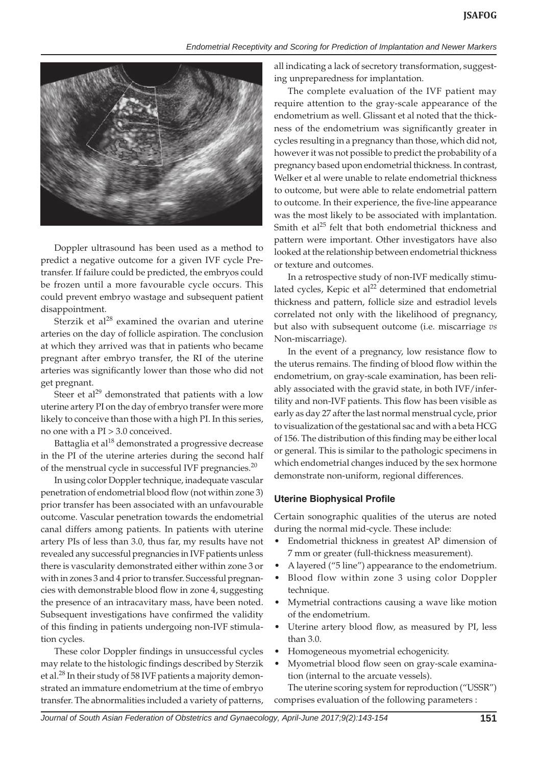Doppler ultrasound has been used as a method to predict a negative outcome for a given IVF cycle Pretransfer. If failure could be predicted, the embryos could be frozen until a more favourable cycle occurs. This could prevent embryo wastage and subsequent patient disappointment.

Sterzik et al[28] examined the ovarian and uterine arteries on the day of follicle aspiration. The conclusion at which they arrived was that in patients who became pregnant after embryo transfer, the RI of the uterine arteries was significantly lower than those who did not get pregnant.

Steer et al[29] demonstrated that patients with a low uterine artery PI on the day of embryo transfer were more likely to conceive than those with a high PI. In this series, no one with a PI > 3.0 conceived.

Battaglia et al[18] demonstrated a progressive decrease in the PI of the uterine arteries during the second half of the menstrual cycle in successful IVF pregnancies.[20]

In using color Doppler technique, inadequate vascular penetration of endometrial blood flow (not within zone 3) prior transfer has been associated with an unfavourable outcome. Vascular penetration towards the endometrial canal differs among patients. In patients with uterine artery PIs of less than 3.0, thus far, my results have not revealed any successful pregnancies in IVF patients unless there is vascularity demonstrated either within zone 3 or with in zones 3 and 4 prior to transfer. Successful pregnancies with demonstrable blood flow in zone 4, suggesting the presence of an intracavitary mass, have been noted. Subsequent investigations have confirmed the validity of this finding in patients undergoing non-IVF stimulation cycles.

These color Doppler findings in unsuccessful cycles may relate to the histologic findings described by Sterzik et al.[28] In their study of 58 IVF patients a majority demonstrated an immature endometrium at the time of embryo transfer. The abnormalities included a variety of patterns, all indicating a lack of secretory transformation, suggesting unpreparedness for implantation.

The complete evaluation of the IVF patient may require attention to the gray-scale appearance of the endometrium as well. Glissant et al noted that the thickness of the endometrium was significantly greater in cycles resulting in a pregnancy than those, which did not, however it was not possible to predict the probability of a pregnancy based upon endometrial thickness. In contrast, Welker et al were unable to relate endometrial thickness to outcome, but were able to relate endometrial pattern to outcome. In their experience, the five-line appearance was the most likely to be associated with implantation. Smith et al[25] felt that both endometrial thickness and pattern were important. Other investigators have also looked at the relationship between endometrial thickness or texture and outcomes.

In a retrospective study of non-IVF medically stimulated cycles, Kepic et al[22] determined that endometrial thickness and pattern, follicle size and estradiol levels correlated not only with the likelihood of pregnancy, but also with subsequent outcome (i.e. miscarriage *vs* Non-miscarriage).

In the event of a pregnancy, low resistance flow to the uterus remains. The finding of blood flow within the endometrium, on gray-scale examination, has been reliably associated with the gravid state, in both IVF/infertility and non-IVF patients. This flow has been visible as early as day 27 after the last normal menstrual cycle, prior to visualization of the gestational sac and with a beta HCG of 156. The distribution of this finding may be either local or general. This is similar to the pathologic specimens in which endometrial changes induced by the sex hormone demonstrate non-uniform, regional differences.

### Uterine Biophysical Profile

Certain sonographic qualities of the uterus are noted during the normal mid-cycle. These include:

- Endometrial thickness in greatest AP dimension of 7 mm or greater (full-thickness measurement).
- A layered ("5 line") appearance to the endometrium.
- Blood flow within zone 3 using color Doppler technique.
- Mymetrial contractions causing a wave like motion of the endometrium.
- Uterine artery blood flow, as measured by PI, less than 3.0.
- Homogeneous myometrial echogenicity.
- Myometrial blood flow seen on gray-scale examination (internal to the arcuate vessels).

The uterine scoring system for reproduction ("USSR") comprises evaluation of the following parameters :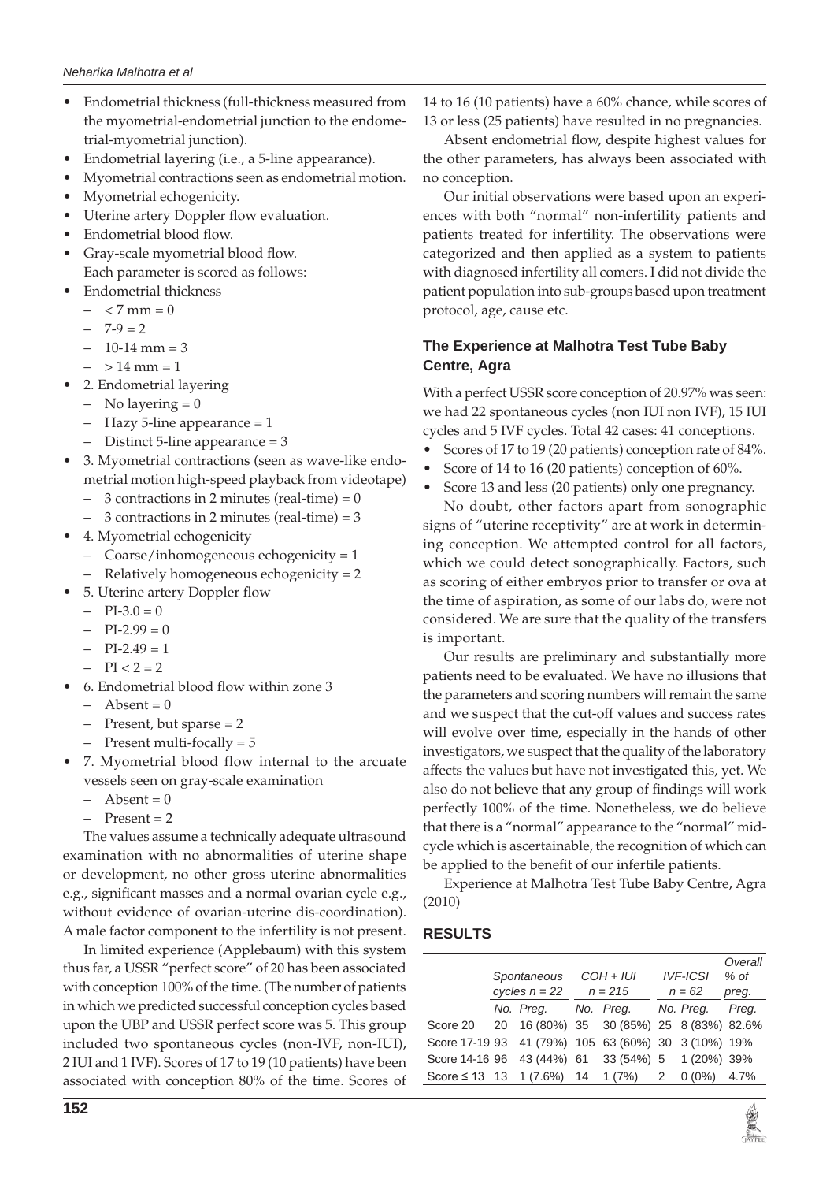- Endometrial thickness (full-thickness measured from the myometrial-endometrial junction to the endometrial-myometrial junction).
- Endometrial layering (i.e., a 5-line appearance).
- Myometrial contractions seen as endometrial motion.
- Myometrial echogenicity.
- Uterine artery Doppler flow evaluation.
- Endometrial blood flow.
- Gray-scale myometrial blood flow.
  Each parameter is scored as follows:
- Endometrial thickness
  - < 7 mm = 0
  - 7-9 = 2
  - 10-14 mm = 3
  - > 14 mm = 1
- 2. Endometrial layering
  - No layering = 0
  - Hazy 5-line appearance = 1
  - Distinct 5-line appearance = 3
- 3. Myometrial contractions (seen as wave-like endometrial motion high-speed playback from videotape)
  - 3 contractions in 2 minutes (real-time) = 0
  - 3 contractions in 2 minutes (real-time) = 3
- 4. Myometrial echogenicity
  - Coarse/inhomogeneous echogenicity = 1
  - Relatively homogeneous echogenicity = 2
- 5. Uterine artery Doppler flow
  - PI-3.0 = 0
  - PI-2.99 = 0
  - PI-2.49 = 1
  - PI < 2 = 2
- 6. Endometrial blood flow within zone 3
  - Absent = 0
  - Present, but sparse = 2
  - Present multi-focally = 5
- 7. Myometrial blood flow internal to the arcuate vessels seen on gray-scale examination
  - Absent = 0
  - Present = 2

The values assume a technically adequate ultrasound examination with no abnormalities of uterine shape or development, no other gross uterine abnormalities e.g., significant masses and a normal ovarian cycle e.g., without evidence of ovarian-uterine dis-coordination). A male factor component to the infertility is not present.

In limited experience (Applebaum) with this system thus far, a USSR "perfect score" of 20 has been associated with conception 100% of the time. (The number of patients in which we predicted successful conception cycles based upon the UBP and USSR perfect score was 5. This group included two spontaneous cycles (non-IVF, non-IUI), 2 IUI and 1 IVF). Scores of 17 to 19 (10 patients) have been associated with conception 80% of the time. Scores of 14 to 16 (10 patients) have a 60% chance, while scores of 13 or less (25 patients) have resulted in no pregnancies.

Absent endometrial flow, despite highest values for the other parameters, has always been associated with no conception.

Our initial observations were based upon an experiences with both "normal" non-infertility patients and patients treated for infertility. The observations were categorized and then applied as a system to patients with diagnosed infertility all comers. I did not divide the patient population into sub-groups based upon treatment protocol, age, cause etc.

### The Experience at Malhotra Test Tube Baby Centre, Agra

With a perfect USSR score conception of 20.97% was seen: we had 22 spontaneous cycles (non IUI non IVF), 15 IUI cycles and 5 IVF cycles. Total 42 cases: 41 conceptions.

- Scores of 17 to 19 (20 patients) conception rate of 84%.
- Score of 14 to 16 (20 patients) conception of 60%.
- Score 13 and less (20 patients) only one pregnancy.

No doubt, other factors apart from sonographic signs of "uterine receptivity" are at work in determining conception. We attempted control for all factors, which we could detect sonographically. Factors, such as scoring of either embryos prior to transfer or ova at the time of aspiration, as some of our labs do, were not considered. We are sure that the quality of the transfers is important.

Our results are preliminary and substantially more patients need to be evaluated. We have no illusions that the parameters and scoring numbers will remain the same and we suspect that the cut-off values and success rates will evolve over time, especially in the hands of other investigators, we suspect that the quality of the laboratory affects the values but have not investigated this, yet. We also do not believe that any group of findings will work perfectly 100% of the time. Nonetheless, we do believe that there is a "normal" appearance to the "normal" midcycle which is ascertainable, the recognition of which can be applied to the benefit of our infertile patients.

Experience at Malhotra Test Tube Baby Centre, Agra (2010)

### RESULTS

| | *Spontaneous cycles n = 22* | | *COH + IUI n = 215* | | *IVF-ICSI n = 62* | | *Overall % of preg.* |
|---|---|---|---|---|---|---|---|
| | *No.* | *Preg.* | *No.* | *Preg.* | *No.* | *Preg.* | *Preg.* |
| Score 20 | 20 | 16 (80%) | 35 | 30 (85%) | 25 | 8 (83%) | 82.6% |
| Score 17-19 | 93 | 41 (79%) | 105 | 63 (60%) | 30 | 3 (10%) | 19% |
| Score 14-16 | 96 | 43 (44%) | 61 | 33 (54%) | 5 | 1 (20%) | 39% |
| Score ≤ 13 | 13 | 1 (7.6%) | 14 | 1 (7%) | 2 | 0 (0%) | 4.7% |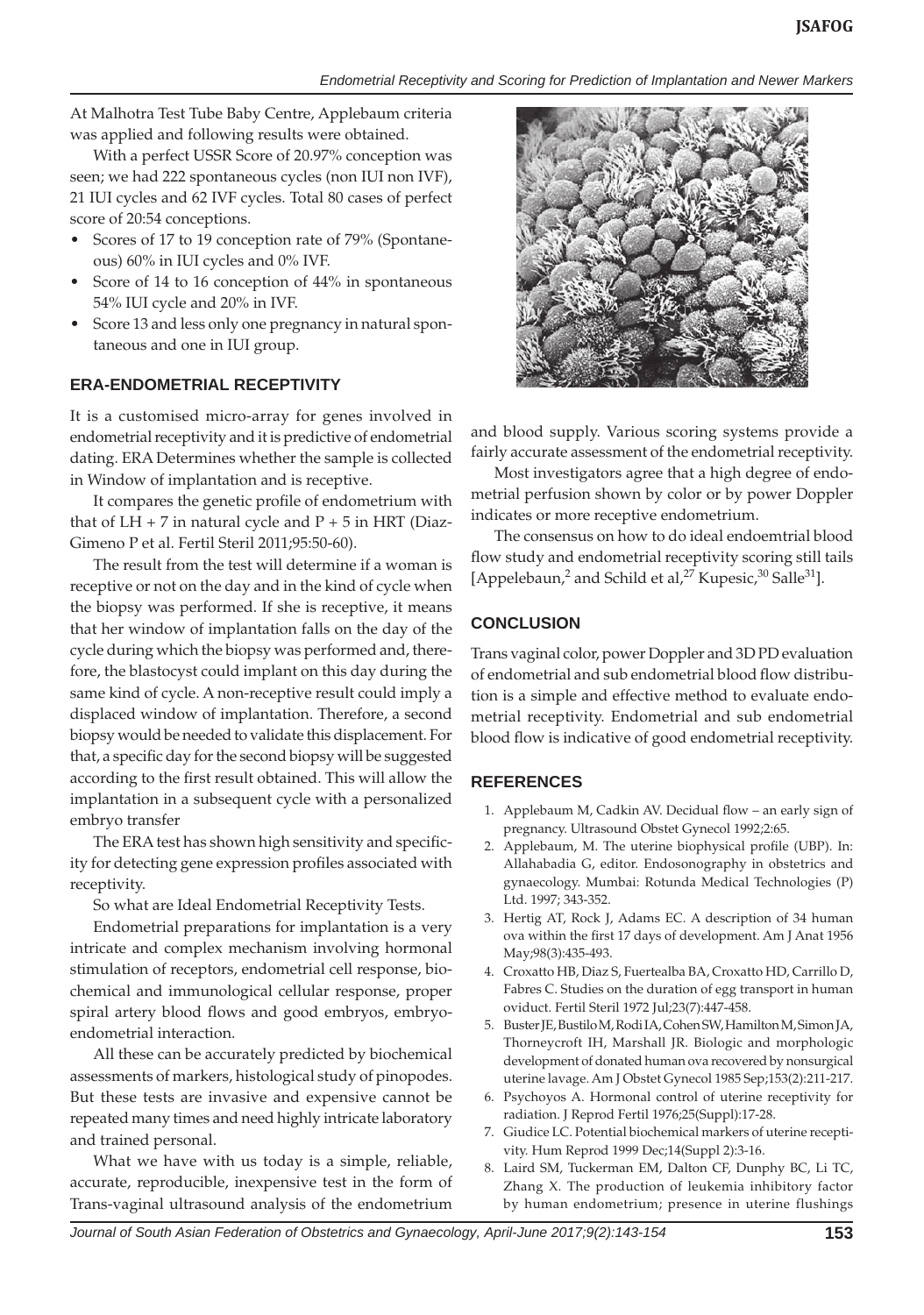At Malhotra Test Tube Baby Centre, Applebaum criteria was applied and following results were obtained.

With a perfect USSR Score of 20.97% conception was seen; we had 222 spontaneous cycles (non IUI non IVF), 21 IUI cycles and 62 IVF cycles. Total 80 cases of perfect score of 20:54 conceptions.

- Scores of 17 to 19 conception rate of 79% (Spontaneous) 60% in IUI cycles and 0% IVF.
- Score of 14 to 16 conception of 44% in spontaneous 54% IUI cycle and 20% in IVF.
- Score 13 and less only one pregnancy in natural spontaneous and one in IUI group.

## ERA-ENDOMETRIAL RECEPTIVITY

It is a customised micro-array for genes involved in endometrial receptivity and it is predictive of endometrial dating. ERA Determines whether the sample is collected in Window of implantation and is receptive.

It compares the genetic profile of endometrium with that of LH + 7 in natural cycle and P + 5 in HRT (Diaz-Gimeno P et al. Fertil Steril 2011;95:50-60).

The result from the test will determine if a woman is receptive or not on the day and in the kind of cycle when the biopsy was performed. If she is receptive, it means that her window of implantation falls on the day of the cycle during which the biopsy was performed and, therefore, the blastocyst could implant on this day during the same kind of cycle. A non-receptive result could imply a displaced window of implantation. Therefore, a second biopsy would be needed to validate this displacement. For that, a specific day for the second biopsy will be suggested according to the first result obtained. This will allow the implantation in a subsequent cycle with a personalized embryo transfer

The ERA test has shown high sensitivity and specificity for detecting gene expression profiles associated with receptivity.

So what are Ideal Endometrial Receptivity Tests.

Endometrial preparations for implantation is a very intricate and complex mechanism involving hormonal stimulation of receptors, endometrial cell response, biochemical and immunological cellular response, proper spiral artery blood flows and good embryos, embryo-endometrial interaction.

All these can be accurately predicted by biochemical assessments of markers, histological study of pinopodes. But these tests are invasive and expensive cannot be repeated many times and need highly intricate laboratory and trained personal.

What we have with us today is a simple, reliable, accurate, reproducible, inexpensive test in the form of Trans-vaginal ultrasound analysis of the endometrium and blood supply. Various scoring systems provide a fairly accurate assessment of the endometrial receptivity.

Most investigators agree that a high degree of endometrial perfusion shown by color or by power Doppler indicates or more receptive endometrium.

The consensus on how to do ideal endoemtrial blood flow study and endometrial receptivity scoring still tails [Appelebaun,[2] and Schild et al,[27] Kupesic,[30] Salle[31]].

## CONCLUSION

Trans vaginal color, power Doppler and 3D PD evaluation of endometrial and sub endometrial blood flow distribution is a simple and effective method to evaluate endometrial receptivity. Endometrial and sub endometrial blood flow is indicative of good endometrial receptivity.

## REFERENCES

1. Applebaum M, Cadkin AV. Decidual flow – an early sign of pregnancy. Ultrasound Obstet Gynecol 1992;2:65.
2. Applebaum, M. The uterine biophysical profile (UBP). In: Allahabadia G, editor. Endosonography in obstetrics and gynaecology. Mumbai: Rotunda Medical Technologies (P) Ltd. 1997; 343-352.
3. Hertig AT, Rock J, Adams EC. A description of 34 human ova within the first 17 days of development. Am J Anat 1956 May;98(3):435-493.
4. Croxatto HB, Diaz S, Fuertealba BA, Croxatto HD, Carrillo D, Fabres C. Studies on the duration of egg transport in human oviduct. Fertil Steril 1972 Jul;23(7):447-458.
5. Buster JE, Bustilo M, Rodi IA, Cohen SW, Hamilton M, Simon JA, Thorneycroft IH, Marshall JR. Biologic and morphologic development of donated human ova recovered by nonsurgical uterine lavage. Am J Obstet Gynecol 1985 Sep;153(2):211-217.
6. Psychoyos A. Hormonal control of uterine receptivity for radiation. J Reprod Fertil 1976;25(Suppl):17-28.
7. Giudice LC. Potential biochemical markers of uterine receptivity. Hum Reprod 1999 Dec;14(Suppl 2):3-16.
8. Laird SM, Tuckerman EM, Dalton CF, Dunphy BC, Li TC, Zhang X. The production of leukemia inhibitory factor by human endometrium; presence in uterine flushings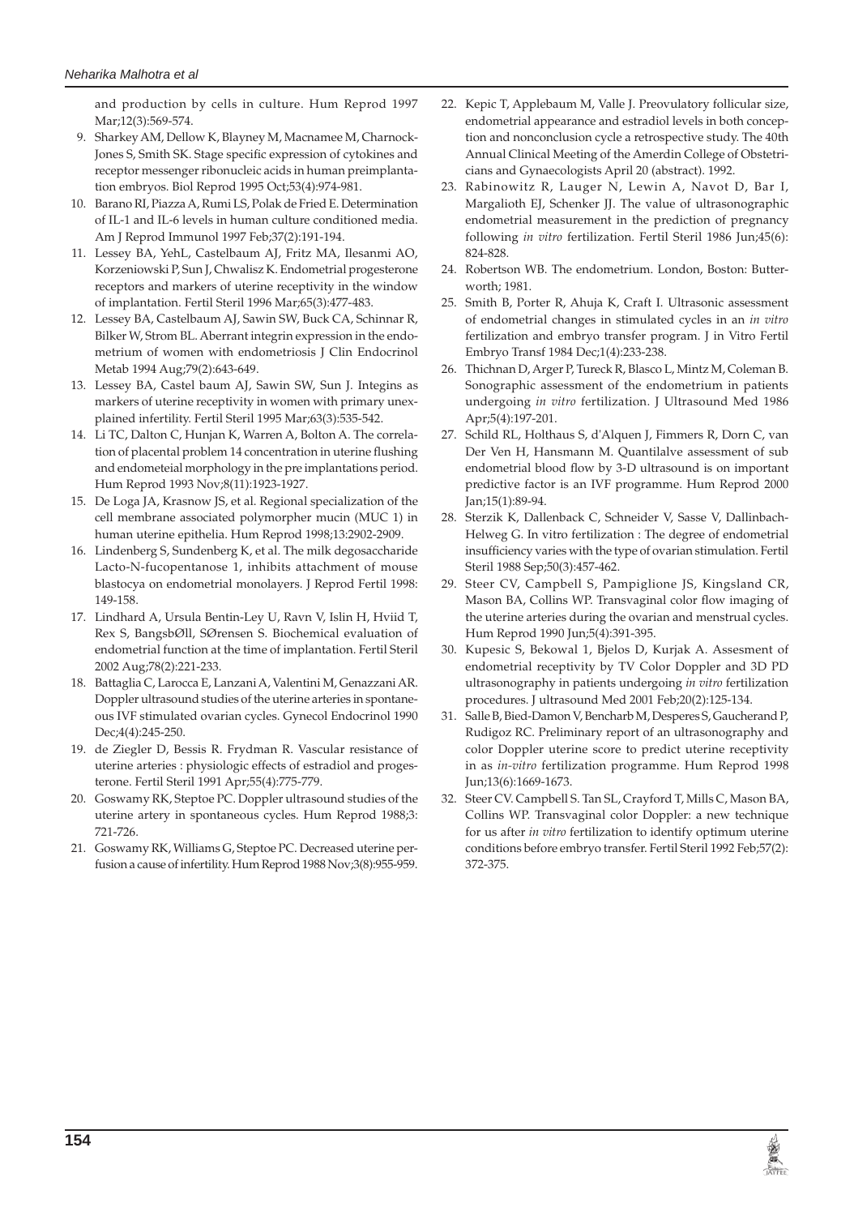and production by cells in culture. Hum Reprod 1997 Mar;12(3):569-574.

9. Sharkey AM, Dellow K, Blayney M, Macnamee M, Charnock-Jones S, Smith SK. Stage specific expression of cytokines and receptor messenger ribonucleic acids in human preimplantation embryos. Biol Reprod 1995 Oct;53(4):974-981.
10. Barano RI, Piazza A, Rumi LS, Polak de Fried E. Determination of IL-1 and IL-6 levels in human culture conditioned media. Am J Reprod Immunol 1997 Feb;37(2):191-194.
11. Lessey BA, YehL, Castelbaum AJ, Fritz MA, Ilesanmi AO, Korzeniowski P, Sun J, Chwalisz K. Endometrial progesterone receptors and markers of uterine receptivity in the window of implantation. Fertil Steril 1996 Mar;65(3):477-483.
12. Lessey BA, Castelbaum AJ, Sawin SW, Buck CA, Schinnar R, Bilker W, Strom BL. Aberrant integrin expression in the endometrium of women with endometriosis J Clin Endocrinol Metab 1994 Aug;79(2):643-649.
13. Lessey BA, Castel baum AJ, Sawin SW, Sun J. Integins as markers of uterine receptivity in women with primary unexplained infertility. Fertil Steril 1995 Mar;63(3):535-542.
14. Li TC, Dalton C, Hunjan K, Warren A, Bolton A. The correlation of placental problem 14 concentration in uterine flushing and endometeial morphology in the pre implantations period. Hum Reprod 1993 Nov;8(11):1923-1927.
15. De Loga JA, Krasnow JS, et al. Regional specialization of the cell membrane associated polymorpher mucin (MUC 1) in human uterine epithelia. Hum Reprod 1998;13:2902-2909.
16. Lindenberg S, Sundenberg K, et al. The milk degosaccharide Lacto-N-fucopentanose 1, inhibits attachment of mouse blastocya on endometrial monolayers. J Reprod Fertil 1998: 149-158.
17. Lindhard A, Ursula Bentin-Ley U, Ravn V, Islin H, Hviid T, Rex S, BangsbØll, SØrensen S. Biochemical evaluation of endometrial function at the time of implantation. Fertil Steril 2002 Aug;78(2):221-233.
18. Battaglia C, Larocca E, Lanzani A, Valentini M, Genazzani AR. Doppler ultrasound studies of the uterine arteries in spontaneous IVF stimulated ovarian cycles. Gynecol Endocrinol 1990 Dec;4(4):245-250.
19. de Ziegler D, Bessis R. Frydman R. Vascular resistance of uterine arteries : physiologic effects of estradiol and progesterone. Fertil Steril 1991 Apr;55(4):775-779.
20. Goswamy RK, Steptoe PC. Doppler ultrasound studies of the uterine artery in spontaneous cycles. Hum Reprod 1988;3: 721-726.
21. Goswamy RK, Williams G, Steptoe PC. Decreased uterine perfusion a cause of infertility. Hum Reprod 1988 Nov;3(8):955-959.
22. Kepic T, Applebaum M, Valle J. Preovulatory follicular size, endometrial appearance and estradiol levels in both conception and nonconclusion cycle a retrospective study. The 40th Annual Clinical Meeting of the Amerdin College of Obstetricians and Gynaecologists April 20 (abstract). 1992.
23. Rabinowitz R, Lauger N, Lewin A, Navot D, Bar I, Margalioth EJ, Schenker JJ. The value of ultrasonographic endometrial measurement in the prediction of pregnancy following *in vitro* fertilization. Fertil Steril 1986 Jun;45(6): 824-828.
24. Robertson WB. The endometrium. London, Boston: Butterworth; 1981.
25. Smith B, Porter R, Ahuja K, Craft I. Ultrasonic assessment of endometrial changes in stimulated cycles in an *in vitro* fertilization and embryo transfer program. J in Vitro Fertil Embryo Transf 1984 Dec;1(4):233-238.
26. Thichnan D, Arger P, Tureck R, Blasco L, Mintz M, Coleman B. Sonographic assessment of the endometrium in patients undergoing *in vitro* fertilization. J Ultrasound Med 1986 Apr;5(4):197-201.
27. Schild RL, Holthaus S, d'Alquen J, Fimmers R, Dorn C, van Der Ven H, Hansmann M. Quantilalve assessment of sub endometrial blood flow by 3-D ultrasound is on important predictive factor is an IVF programme. Hum Reprod 2000 Jan;15(1):89-94.
28. Sterzik K, Dallenback C, Schneider V, Sasse V, Dallinbach-Helweg G. In vitro fertilization : The degree of endometrial insufficiency varies with the type of ovarian stimulation. Fertil Steril 1988 Sep;50(3):457-462.
29. Steer CV, Campbell S, Pampiglione JS, Kingsland CR, Mason BA, Collins WP. Transvaginal color flow imaging of the uterine arteries during the ovarian and menstrual cycles. Hum Reprod 1990 Jun;5(4):391-395.
30. Kupesic S, Bekowal 1, Bjelos D, Kurjak A. Assesment of endometrial receptivity by TV Color Doppler and 3D PD ultrasonography in patients undergoing *in vitro* fertilization procedures. J ultrasound Med 2001 Feb;20(2):125-134.
31. Salle B, Bied-Damon V, Bencharb M, Desperes S, Gaucherand P, Rudigoz RC. Preliminary report of an ultrasonography and color Doppler uterine score to predict uterine receptivity in as *in-vitro* fertilization programme. Hum Reprod 1998 Jun;13(6):1669-1673.
32. Steer CV. Campbell S. Tan SL, Crayford T, Mills C, Mason BA, Collins WP. Transvaginal color Doppler: a new technique for us after *in vitro* fertilization to identify optimum uterine conditions before embryo transfer. Fertil Steril 1992 Feb;57(2): 372-375.